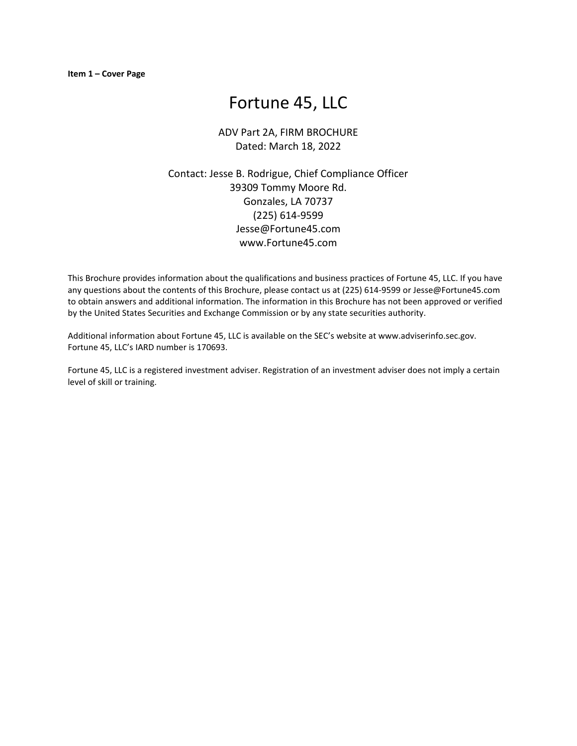**Item 1 – Cover Page**

# Fortune 45, LLC

ADV Part 2A, FIRM BROCHURE
Dated: March 18, 2022

Contact: Jesse B. Rodrigue, Chief Compliance Officer
39309 Tommy Moore Rd.
Gonzales, LA 70737
(225) 614-9599
Jesse@Fortune45.com
www.Fortune45.com

This Brochure provides information about the qualifications and business practices of Fortune 45, LLC. If you have any questions about the contents of this Brochure, please contact us at (225) 614-9599 or Jesse@Fortune45.com to obtain answers and additional information. The information in this Brochure has not been approved or verified by the United States Securities and Exchange Commission or by any state securities authority.

Additional information about Fortune 45, LLC is available on the SEC's website at www.adviserinfo.sec.gov. Fortune 45, LLC's IARD number is 170693.

Fortune 45, LLC is a registered investment adviser. Registration of an investment adviser does not imply a certain level of skill or training.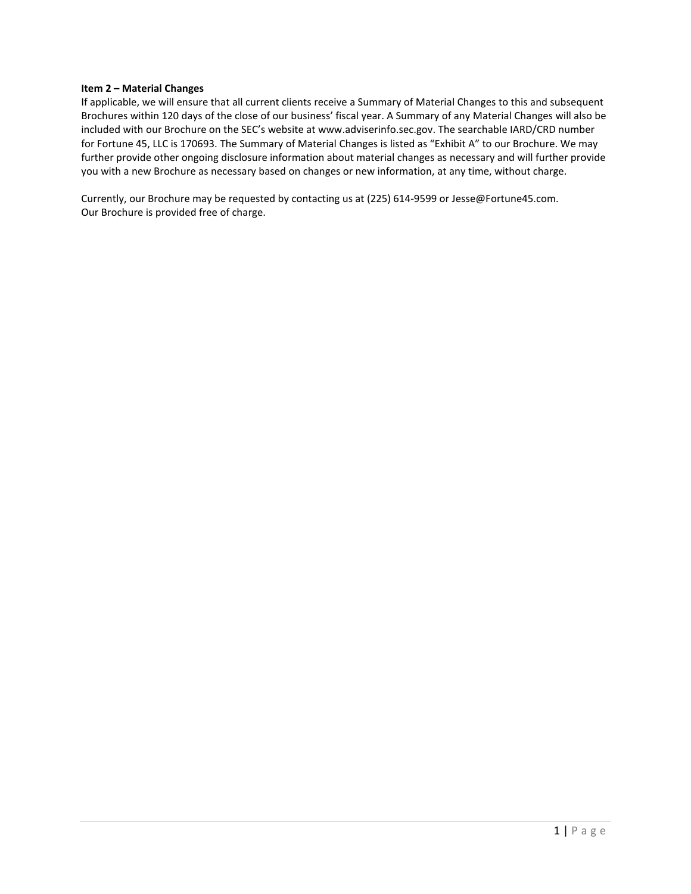**Item 2 – Material Changes**

If applicable, we will ensure that all current clients receive a Summary of Material Changes to this and subsequent Brochures within 120 days of the close of our business' fiscal year. A Summary of any Material Changes will also be included with our Brochure on the SEC's website at www.adviserinfo.sec.gov. The searchable IARD/CRD number for Fortune 45, LLC is 170693. The Summary of Material Changes is listed as "Exhibit A" to our Brochure. We may further provide other ongoing disclosure information about material changes as necessary and will further provide you with a new Brochure as necessary based on changes or new information, at any time, without charge.

Currently, our Brochure may be requested by contacting us at (225) 614-9599 or Jesse@Fortune45.com. Our Brochure is provided free of charge.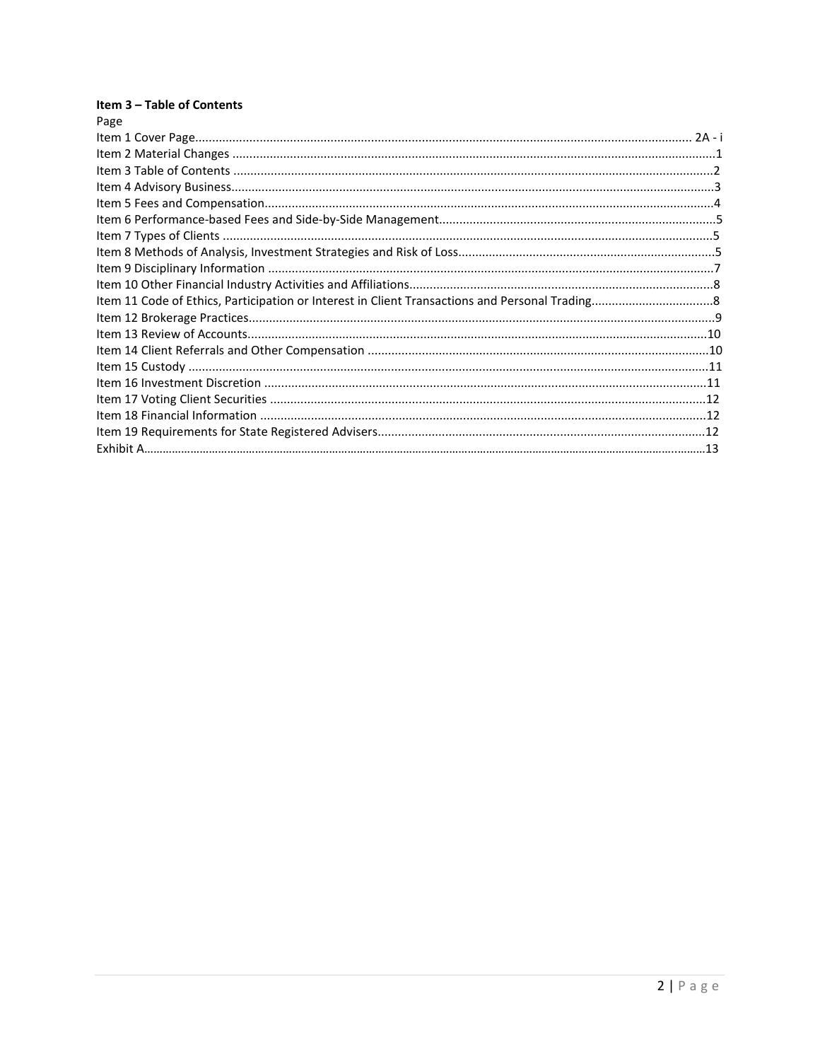**Item 3 – Table of Contents**

Page

Item 1 Cover Page.................................................................................................................................... 2A - i
Item 2 Material Changes ..............................................................................................................................1
Item 3 Table of Contents ..............................................................................................................................2
Item 4 Advisory Business..............................................................................................................................3
Item 5 Fees and Compensation.....................................................................................................................4
Item 6 Performance-based Fees and Side-by-Side Management..................................................................5
Item 7 Types of Clients .................................................................................................................................5
Item 8 Methods of Analysis, Investment Strategies and Risk of Loss............................................................5
Item 9 Disciplinary Information ....................................................................................................................7
Item 10 Other Financial Industry Activities and Affiliations..........................................................................8
Item 11 Code of Ethics, Participation or Interest in Client Transactions and Personal Trading....................................8
Item 12 Brokerage Practices.........................................................................................................................9
Item 13 Review of Accounts........................................................................................................................10
Item 14 Client Referrals and Other Compensation .....................................................................................10
Item 15 Custody ..........................................................................................................................................11
Item 16 Investment Discretion ...................................................................................................................11
Item 17 Voting Client Securities .................................................................................................................12
Item 18 Financial Information ....................................................................................................................12
Item 19 Requirements for State Registered Advisers.................................................................................12
Exhibit A.......................................................................................................................................................13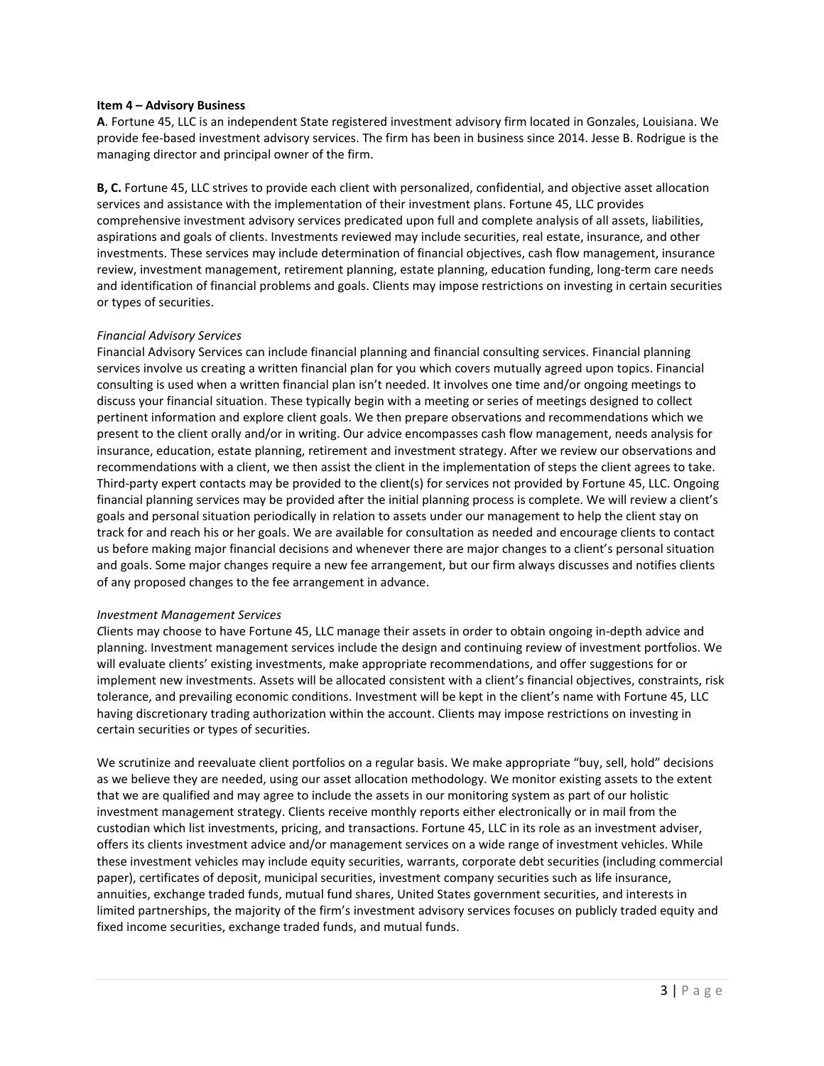**Item 4 – Advisory Business**

**A**. Fortune 45, LLC is an independent State registered investment advisory firm located in Gonzales, Louisiana. We provide fee-based investment advisory services. The firm has been in business since 2014. Jesse B. Rodrigue is the managing director and principal owner of the firm.

**B, C.** Fortune 45, LLC strives to provide each client with personalized, confidential, and objective asset allocation services and assistance with the implementation of their investment plans. Fortune 45, LLC provides comprehensive investment advisory services predicated upon full and complete analysis of all assets, liabilities, aspirations and goals of clients. Investments reviewed may include securities, real estate, insurance, and other investments. These services may include determination of financial objectives, cash flow management, insurance review, investment management, retirement planning, estate planning, education funding, long-term care needs and identification of financial problems and goals. Clients may impose restrictions on investing in certain securities or types of securities.

*Financial Advisory Services*

Financial Advisory Services can include financial planning and financial consulting services. Financial planning services involve us creating a written financial plan for you which covers mutually agreed upon topics. Financial consulting is used when a written financial plan isn't needed. It involves one time and/or ongoing meetings to discuss your financial situation. These typically begin with a meeting or series of meetings designed to collect pertinent information and explore client goals. We then prepare observations and recommendations which we present to the client orally and/or in writing. Our advice encompasses cash flow management, needs analysis for insurance, education, estate planning, retirement and investment strategy. After we review our observations and recommendations with a client, we then assist the client in the implementation of steps the client agrees to take. Third-party expert contacts may be provided to the client(s) for services not provided by Fortune 45, LLC. Ongoing financial planning services may be provided after the initial planning process is complete. We will review a client's goals and personal situation periodically in relation to assets under our management to help the client stay on track for and reach his or her goals. We are available for consultation as needed and encourage clients to contact us before making major financial decisions and whenever there are major changes to a client's personal situation and goals. Some major changes require a new fee arrangement, but our firm always discusses and notifies clients of any proposed changes to the fee arrangement in advance.

*Investment Management Services*

Clients may choose to have Fortune 45, LLC manage their assets in order to obtain ongoing in-depth advice and planning. Investment management services include the design and continuing review of investment portfolios. We will evaluate clients' existing investments, make appropriate recommendations, and offer suggestions for or implement new investments. Assets will be allocated consistent with a client's financial objectives, constraints, risk tolerance, and prevailing economic conditions. Investment will be kept in the client's name with Fortune 45, LLC having discretionary trading authorization within the account. Clients may impose restrictions on investing in certain securities or types of securities.

We scrutinize and reevaluate client portfolios on a regular basis. We make appropriate "buy, sell, hold" decisions as we believe they are needed, using our asset allocation methodology. We monitor existing assets to the extent that we are qualified and may agree to include the assets in our monitoring system as part of our holistic investment management strategy. Clients receive monthly reports either electronically or in mail from the custodian which list investments, pricing, and transactions. Fortune 45, LLC in its role as an investment adviser, offers its clients investment advice and/or management services on a wide range of investment vehicles. While these investment vehicles may include equity securities, warrants, corporate debt securities (including commercial paper), certificates of deposit, municipal securities, investment company securities such as life insurance, annuities, exchange traded funds, mutual fund shares, United States government securities, and interests in limited partnerships, the majority of the firm's investment advisory services focuses on publicly traded equity and fixed income securities, exchange traded funds, and mutual funds.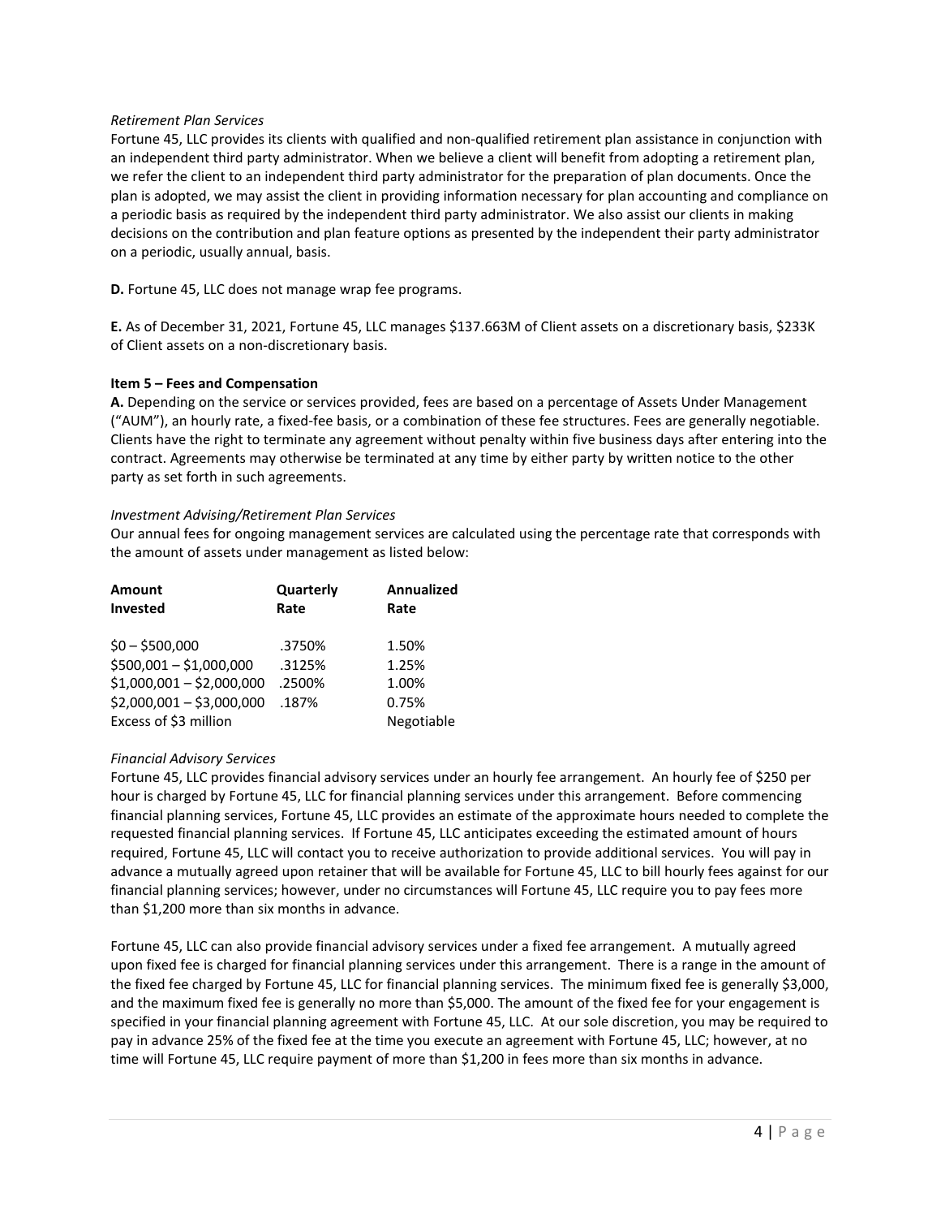*Retirement Plan Services*

Fortune 45, LLC provides its clients with qualified and non-qualified retirement plan assistance in conjunction with an independent third party administrator. When we believe a client will benefit from adopting a retirement plan, we refer the client to an independent third party administrator for the preparation of plan documents. Once the plan is adopted, we may assist the client in providing information necessary for plan accounting and compliance on a periodic basis as required by the independent third party administrator. We also assist our clients in making decisions on the contribution and plan feature options as presented by the independent their party administrator on a periodic, usually annual, basis.

**D.** Fortune 45, LLC does not manage wrap fee programs.

**E.** As of December 31, 2021, Fortune 45, LLC manages $137.663M of Client assets on a discretionary basis, $233K of Client assets on a non-discretionary basis.

**Item 5 – Fees and Compensation**

**A.** Depending on the service or services provided, fees are based on a percentage of Assets Under Management ("AUM"), an hourly rate, a fixed-fee basis, or a combination of these fee structures. Fees are generally negotiable. Clients have the right to terminate any agreement without penalty within five business days after entering into the contract. Agreements may otherwise be terminated at any time by either party by written notice to the other party as set forth in such agreements.

*Investment Advising/Retirement Plan Services*

Our annual fees for ongoing management services are calculated using the percentage rate that corresponds with the amount of assets under management as listed below:

| Amount Invested | Quarterly Rate | Annualized Rate |
|---|---|---|
| $0 – $500,000 | .3750% | 1.50% |
| $500,001 – $1,000,000 | .3125% | 1.25% |
| $1,000,001 – $2,000,000 | .2500% | 1.00% |
| $2,000,001 – $3,000,000 | .187% | 0.75% |
| Excess of $3 million | | Negotiable |

*Financial Advisory Services*

Fortune 45, LLC provides financial advisory services under an hourly fee arrangement. An hourly fee of $250 per hour is charged by Fortune 45, LLC for financial planning services under this arrangement. Before commencing financial planning services, Fortune 45, LLC provides an estimate of the approximate hours needed to complete the requested financial planning services. If Fortune 45, LLC anticipates exceeding the estimated amount of hours required, Fortune 45, LLC will contact you to receive authorization to provide additional services. You will pay in advance a mutually agreed upon retainer that will be available for Fortune 45, LLC to bill hourly fees against for our financial planning services; however, under no circumstances will Fortune 45, LLC require you to pay fees more than $1,200 more than six months in advance.

Fortune 45, LLC can also provide financial advisory services under a fixed fee arrangement. A mutually agreed upon fixed fee is charged for financial planning services under this arrangement. There is a range in the amount of the fixed fee charged by Fortune 45, LLC for financial planning services. The minimum fixed fee is generally $3,000, and the maximum fixed fee is generally no more than $5,000. The amount of the fixed fee for your engagement is specified in your financial planning agreement with Fortune 45, LLC. At our sole discretion, you may be required to pay in advance 25% of the fixed fee at the time you execute an agreement with Fortune 45, LLC; however, at no time will Fortune 45, LLC require payment of more than $1,200 in fees more than six months in advance.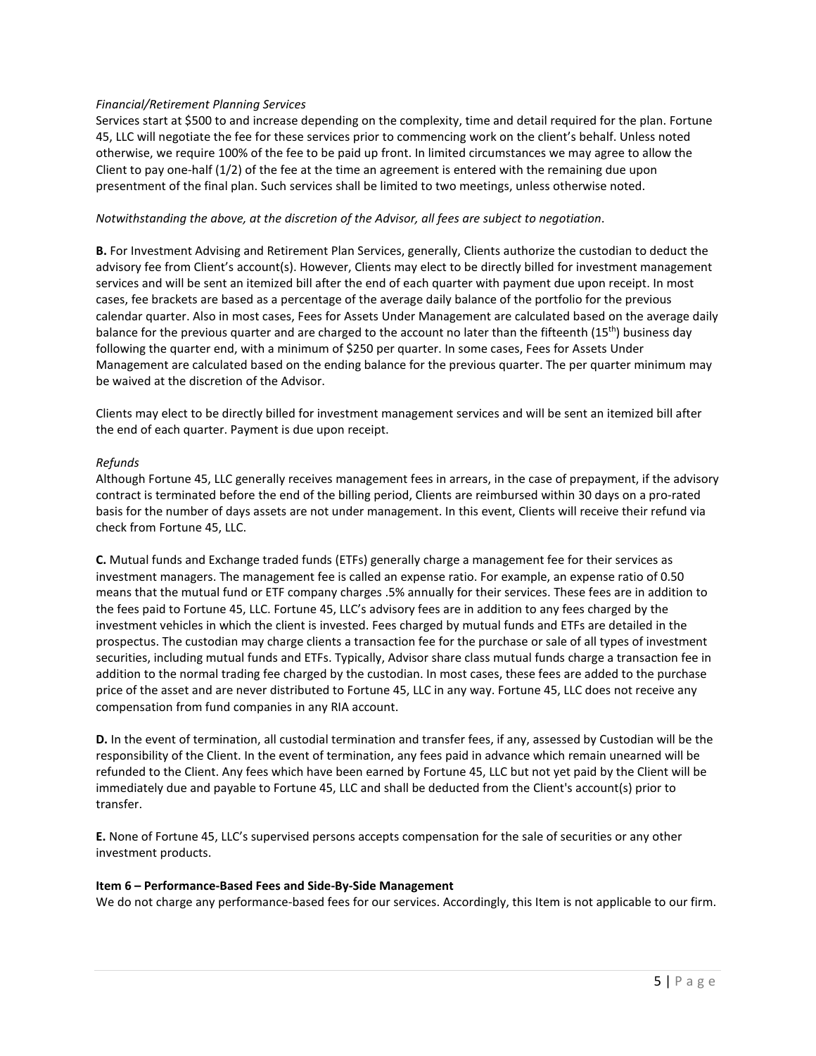*Financial/Retirement Planning Services*
Services start at $500 to and increase depending on the complexity, time and detail required for the plan. Fortune 45, LLC will negotiate the fee for these services prior to commencing work on the client's behalf. Unless noted otherwise, we require 100% of the fee to be paid up front. In limited circumstances we may agree to allow the Client to pay one-half (1/2) of the fee at the time an agreement is entered with the remaining due upon presentment of the final plan. Such services shall be limited to two meetings, unless otherwise noted.

*Notwithstanding the above, at the discretion of the Advisor, all fees are subject to negotiation*.

**B.** For Investment Advising and Retirement Plan Services, generally, Clients authorize the custodian to deduct the advisory fee from Client's account(s). However, Clients may elect to be directly billed for investment management services and will be sent an itemized bill after the end of each quarter with payment due upon receipt. In most cases, fee brackets are based as a percentage of the average daily balance of the portfolio for the previous calendar quarter. Also in most cases, Fees for Assets Under Management are calculated based on the average daily balance for the previous quarter and are charged to the account no later than the fifteenth (15th) business day following the quarter end, with a minimum of $250 per quarter. In some cases, Fees for Assets Under Management are calculated based on the ending balance for the previous quarter. The per quarter minimum may be waived at the discretion of the Advisor.

Clients may elect to be directly billed for investment management services and will be sent an itemized bill after the end of each quarter. Payment is due upon receipt.

*Refunds*
Although Fortune 45, LLC generally receives management fees in arrears, in the case of prepayment, if the advisory contract is terminated before the end of the billing period, Clients are reimbursed within 30 days on a pro-rated basis for the number of days assets are not under management. In this event, Clients will receive their refund via check from Fortune 45, LLC.

**C.** Mutual funds and Exchange traded funds (ETFs) generally charge a management fee for their services as investment managers. The management fee is called an expense ratio. For example, an expense ratio of 0.50 means that the mutual fund or ETF company charges .5% annually for their services. These fees are in addition to the fees paid to Fortune 45, LLC. Fortune 45, LLC's advisory fees are in addition to any fees charged by the investment vehicles in which the client is invested. Fees charged by mutual funds and ETFs are detailed in the prospectus. The custodian may charge clients a transaction fee for the purchase or sale of all types of investment securities, including mutual funds and ETFs. Typically, Advisor share class mutual funds charge a transaction fee in addition to the normal trading fee charged by the custodian. In most cases, these fees are added to the purchase price of the asset and are never distributed to Fortune 45, LLC in any way. Fortune 45, LLC does not receive any compensation from fund companies in any RIA account.

**D.** In the event of termination, all custodial termination and transfer fees, if any, assessed by Custodian will be the responsibility of the Client. In the event of termination, any fees paid in advance which remain unearned will be refunded to the Client. Any fees which have been earned by Fortune 45, LLC but not yet paid by the Client will be immediately due and payable to Fortune 45, LLC and shall be deducted from the Client's account(s) prior to transfer.

**E.** None of Fortune 45, LLC's supervised persons accepts compensation for the sale of securities or any other investment products.

**Item 6 – Performance-Based Fees and Side-By-Side Management**
We do not charge any performance-based fees for our services. Accordingly, this Item is not applicable to our firm.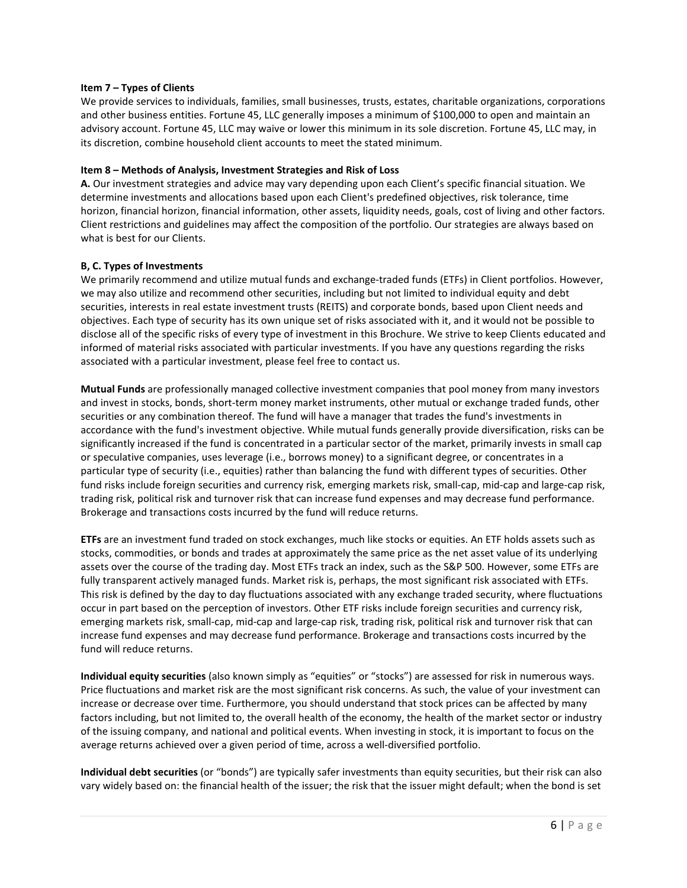**Item 7 – Types of Clients**

We provide services to individuals, families, small businesses, trusts, estates, charitable organizations, corporations and other business entities. Fortune 45, LLC generally imposes a minimum of $100,000 to open and maintain an advisory account. Fortune 45, LLC may waive or lower this minimum in its sole discretion. Fortune 45, LLC may, in its discretion, combine household client accounts to meet the stated minimum.

**Item 8 – Methods of Analysis, Investment Strategies and Risk of Loss**

**A.** Our investment strategies and advice may vary depending upon each Client's specific financial situation. We determine investments and allocations based upon each Client's predefined objectives, risk tolerance, time horizon, financial horizon, financial information, other assets, liquidity needs, goals, cost of living and other factors. Client restrictions and guidelines may affect the composition of the portfolio. Our strategies are always based on what is best for our Clients.

**B, C. Types of Investments**

We primarily recommend and utilize mutual funds and exchange-traded funds (ETFs) in Client portfolios. However, we may also utilize and recommend other securities, including but not limited to individual equity and debt securities, interests in real estate investment trusts (REITS) and corporate bonds, based upon Client needs and objectives. Each type of security has its own unique set of risks associated with it, and it would not be possible to disclose all of the specific risks of every type of investment in this Brochure. We strive to keep Clients educated and informed of material risks associated with particular investments. If you have any questions regarding the risks associated with a particular investment, please feel free to contact us.

**Mutual Funds** are professionally managed collective investment companies that pool money from many investors and invest in stocks, bonds, short-term money market instruments, other mutual or exchange traded funds, other securities or any combination thereof. The fund will have a manager that trades the fund's investments in accordance with the fund's investment objective. While mutual funds generally provide diversification, risks can be significantly increased if the fund is concentrated in a particular sector of the market, primarily invests in small cap or speculative companies, uses leverage (i.e., borrows money) to a significant degree, or concentrates in a particular type of security (i.e., equities) rather than balancing the fund with different types of securities. Other fund risks include foreign securities and currency risk, emerging markets risk, small-cap, mid-cap and large-cap risk, trading risk, political risk and turnover risk that can increase fund expenses and may decrease fund performance. Brokerage and transactions costs incurred by the fund will reduce returns.

**ETFs** are an investment fund traded on stock exchanges, much like stocks or equities. An ETF holds assets such as stocks, commodities, or bonds and trades at approximately the same price as the net asset value of its underlying assets over the course of the trading day. Most ETFs track an index, such as the S&P 500. However, some ETFs are fully transparent actively managed funds. Market risk is, perhaps, the most significant risk associated with ETFs. This risk is defined by the day to day fluctuations associated with any exchange traded security, where fluctuations occur in part based on the perception of investors. Other ETF risks include foreign securities and currency risk, emerging markets risk, small-cap, mid-cap and large-cap risk, trading risk, political risk and turnover risk that can increase fund expenses and may decrease fund performance. Brokerage and transactions costs incurred by the fund will reduce returns.

**Individual equity securities** (also known simply as "equities" or "stocks") are assessed for risk in numerous ways. Price fluctuations and market risk are the most significant risk concerns. As such, the value of your investment can increase or decrease over time. Furthermore, you should understand that stock prices can be affected by many factors including, but not limited to, the overall health of the economy, the health of the market sector or industry of the issuing company, and national and political events. When investing in stock, it is important to focus on the average returns achieved over a given period of time, across a well-diversified portfolio.

**Individual debt securities** (or "bonds") are typically safer investments than equity securities, but their risk can also vary widely based on: the financial health of the issuer; the risk that the issuer might default; when the bond is set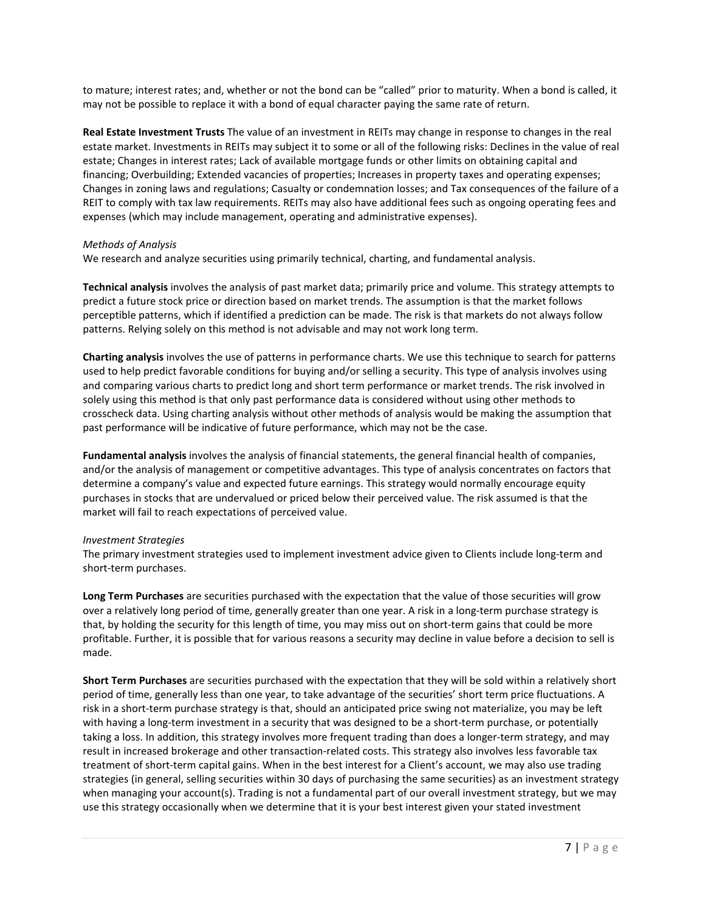to mature; interest rates; and, whether or not the bond can be "called" prior to maturity. When a bond is called, it may not be possible to replace it with a bond of equal character paying the same rate of return.

**Real Estate Investment Trusts** The value of an investment in REITs may change in response to changes in the real estate market. Investments in REITs may subject it to some or all of the following risks: Declines in the value of real estate; Changes in interest rates; Lack of available mortgage funds or other limits on obtaining capital and financing; Overbuilding; Extended vacancies of properties; Increases in property taxes and operating expenses; Changes in zoning laws and regulations; Casualty or condemnation losses; and Tax consequences of the failure of a REIT to comply with tax law requirements. REITs may also have additional fees such as ongoing operating fees and expenses (which may include management, operating and administrative expenses).

*Methods of Analysis*
We research and analyze securities using primarily technical, charting, and fundamental analysis.

**Technical analysis** involves the analysis of past market data; primarily price and volume. This strategy attempts to predict a future stock price or direction based on market trends. The assumption is that the market follows perceptible patterns, which if identified a prediction can be made. The risk is that markets do not always follow patterns. Relying solely on this method is not advisable and may not work long term.

**Charting analysis** involves the use of patterns in performance charts. We use this technique to search for patterns used to help predict favorable conditions for buying and/or selling a security. This type of analysis involves using and comparing various charts to predict long and short term performance or market trends. The risk involved in solely using this method is that only past performance data is considered without using other methods to crosscheck data. Using charting analysis without other methods of analysis would be making the assumption that past performance will be indicative of future performance, which may not be the case.

**Fundamental analysis** involves the analysis of financial statements, the general financial health of companies, and/or the analysis of management or competitive advantages. This type of analysis concentrates on factors that determine a company's value and expected future earnings. This strategy would normally encourage equity purchases in stocks that are undervalued or priced below their perceived value. The risk assumed is that the market will fail to reach expectations of perceived value.

*Investment Strategies*
The primary investment strategies used to implement investment advice given to Clients include long-term and short-term purchases.

**Long Term Purchases** are securities purchased with the expectation that the value of those securities will grow over a relatively long period of time, generally greater than one year. A risk in a long-term purchase strategy is that, by holding the security for this length of time, you may miss out on short-term gains that could be more profitable. Further, it is possible that for various reasons a security may decline in value before a decision to sell is made.

**Short Term Purchases** are securities purchased with the expectation that they will be sold within a relatively short period of time, generally less than one year, to take advantage of the securities' short term price fluctuations. A risk in a short-term purchase strategy is that, should an anticipated price swing not materialize, you may be left with having a long-term investment in a security that was designed to be a short-term purchase, or potentially taking a loss. In addition, this strategy involves more frequent trading than does a longer-term strategy, and may result in increased brokerage and other transaction-related costs. This strategy also involves less favorable tax treatment of short-term capital gains. When in the best interest for a Client's account, we may also use trading strategies (in general, selling securities within 30 days of purchasing the same securities) as an investment strategy when managing your account(s). Trading is not a fundamental part of our overall investment strategy, but we may use this strategy occasionally when we determine that it is your best interest given your stated investment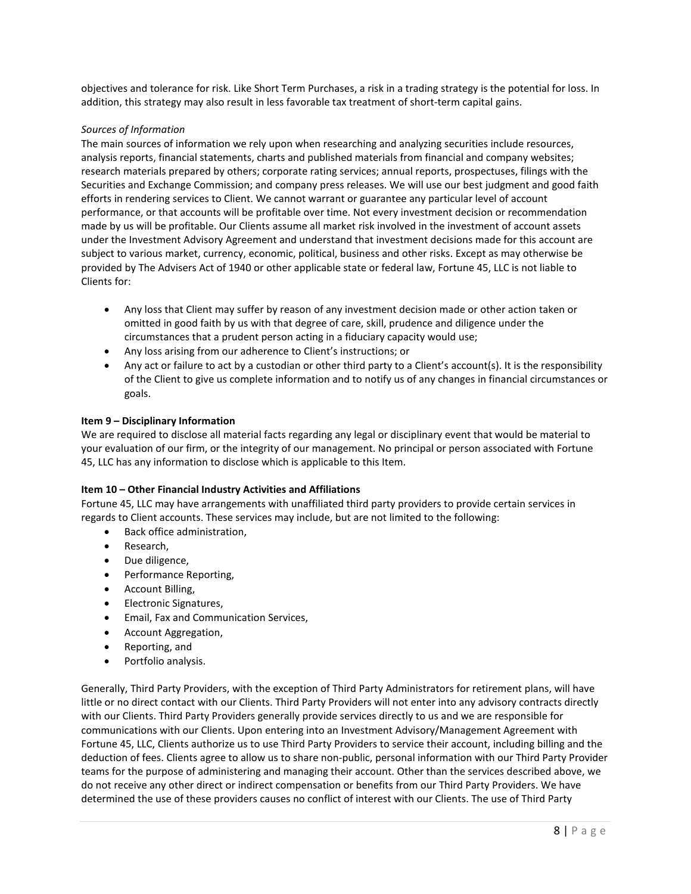objectives and tolerance for risk. Like Short Term Purchases, a risk in a trading strategy is the potential for loss. In addition, this strategy may also result in less favorable tax treatment of short-term capital gains.

*Sources of Information*

The main sources of information we rely upon when researching and analyzing securities include resources, analysis reports, financial statements, charts and published materials from financial and company websites; research materials prepared by others; corporate rating services; annual reports, prospectuses, filings with the Securities and Exchange Commission; and company press releases. We will use our best judgment and good faith efforts in rendering services to Client. We cannot warrant or guarantee any particular level of account performance, or that accounts will be profitable over time. Not every investment decision or recommendation made by us will be profitable. Our Clients assume all market risk involved in the investment of account assets under the Investment Advisory Agreement and understand that investment decisions made for this account are subject to various market, currency, economic, political, business and other risks. Except as may otherwise be provided by The Advisers Act of 1940 or other applicable state or federal law, Fortune 45, LLC is not liable to Clients for:

- Any loss that Client may suffer by reason of any investment decision made or other action taken or omitted in good faith by us with that degree of care, skill, prudence and diligence under the circumstances that a prudent person acting in a fiduciary capacity would use;
- Any loss arising from our adherence to Client's instructions; or
- Any act or failure to act by a custodian or other third party to a Client's account(s). It is the responsibility of the Client to give us complete information and to notify us of any changes in financial circumstances or goals.

**Item 9 – Disciplinary Information**

We are required to disclose all material facts regarding any legal or disciplinary event that would be material to your evaluation of our firm, or the integrity of our management. No principal or person associated with Fortune 45, LLC has any information to disclose which is applicable to this Item.

**Item 10 – Other Financial Industry Activities and Affiliations**

Fortune 45, LLC may have arrangements with unaffiliated third party providers to provide certain services in regards to Client accounts. These services may include, but are not limited to the following:

- Back office administration,
- Research,
- Due diligence,
- Performance Reporting,
- Account Billing,
- Electronic Signatures,
- Email, Fax and Communication Services,
- Account Aggregation,
- Reporting, and
- Portfolio analysis.

Generally, Third Party Providers, with the exception of Third Party Administrators for retirement plans, will have little or no direct contact with our Clients. Third Party Providers will not enter into any advisory contracts directly with our Clients. Third Party Providers generally provide services directly to us and we are responsible for communications with our Clients. Upon entering into an Investment Advisory/Management Agreement with Fortune 45, LLC, Clients authorize us to use Third Party Providers to service their account, including billing and the deduction of fees. Clients agree to allow us to share non-public, personal information with our Third Party Provider teams for the purpose of administering and managing their account. Other than the services described above, we do not receive any other direct or indirect compensation or benefits from our Third Party Providers. We have determined the use of these providers causes no conflict of interest with our Clients. The use of Third Party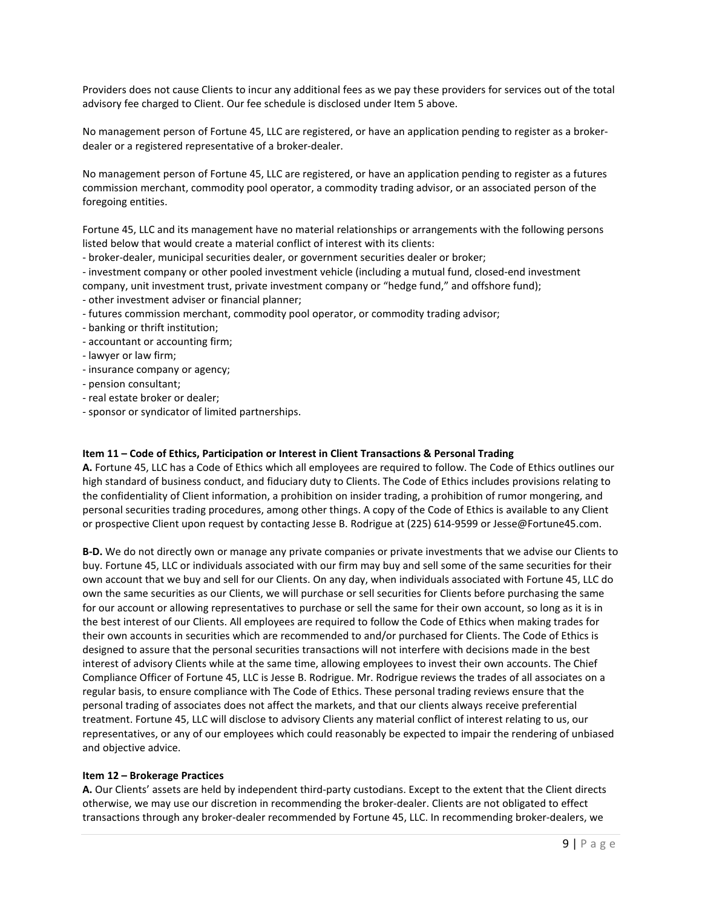Providers does not cause Clients to incur any additional fees as we pay these providers for services out of the total advisory fee charged to Client. Our fee schedule is disclosed under Item 5 above.

No management person of Fortune 45, LLC are registered, or have an application pending to register as a broker-dealer or a registered representative of a broker-dealer.

No management person of Fortune 45, LLC are registered, or have an application pending to register as a futures commission merchant, commodity pool operator, a commodity trading advisor, or an associated person of the foregoing entities.

Fortune 45, LLC and its management have no material relationships or arrangements with the following persons listed below that would create a material conflict of interest with its clients:

- broker-dealer, municipal securities dealer, or government securities dealer or broker;
- investment company or other pooled investment vehicle (including a mutual fund, closed-end investment company, unit investment trust, private investment company or "hedge fund," and offshore fund);
- other investment adviser or financial planner;
- futures commission merchant, commodity pool operator, or commodity trading advisor;
- banking or thrift institution;
- accountant or accounting firm;
- lawyer or law firm;
- insurance company or agency;
- pension consultant;
- real estate broker or dealer;
- sponsor or syndicator of limited partnerships.

**Item 11 – Code of Ethics, Participation or Interest in Client Transactions & Personal Trading**

**A.** Fortune 45, LLC has a Code of Ethics which all employees are required to follow. The Code of Ethics outlines our high standard of business conduct, and fiduciary duty to Clients. The Code of Ethics includes provisions relating to the confidentiality of Client information, a prohibition on insider trading, a prohibition of rumor mongering, and personal securities trading procedures, among other things. A copy of the Code of Ethics is available to any Client or prospective Client upon request by contacting Jesse B. Rodrigue at (225) 614-9599 or Jesse@Fortune45.com.

**B-D.** We do not directly own or manage any private companies or private investments that we advise our Clients to buy. Fortune 45, LLC or individuals associated with our firm may buy and sell some of the same securities for their own account that we buy and sell for our Clients. On any day, when individuals associated with Fortune 45, LLC do own the same securities as our Clients, we will purchase or sell securities for Clients before purchasing the same for our account or allowing representatives to purchase or sell the same for their own account, so long as it is in the best interest of our Clients. All employees are required to follow the Code of Ethics when making trades for their own accounts in securities which are recommended to and/or purchased for Clients. The Code of Ethics is designed to assure that the personal securities transactions will not interfere with decisions made in the best interest of advisory Clients while at the same time, allowing employees to invest their own accounts. The Chief Compliance Officer of Fortune 45, LLC is Jesse B. Rodrigue. Mr. Rodrigue reviews the trades of all associates on a regular basis, to ensure compliance with The Code of Ethics. These personal trading reviews ensure that the personal trading of associates does not affect the markets, and that our clients always receive preferential treatment. Fortune 45, LLC will disclose to advisory Clients any material conflict of interest relating to us, our representatives, or any of our employees which could reasonably be expected to impair the rendering of unbiased and objective advice.

**Item 12 – Brokerage Practices**

**A.** Our Clients' assets are held by independent third-party custodians. Except to the extent that the Client directs otherwise, we may use our discretion in recommending the broker-dealer. Clients are not obligated to effect transactions through any broker-dealer recommended by Fortune 45, LLC. In recommending broker-dealers, we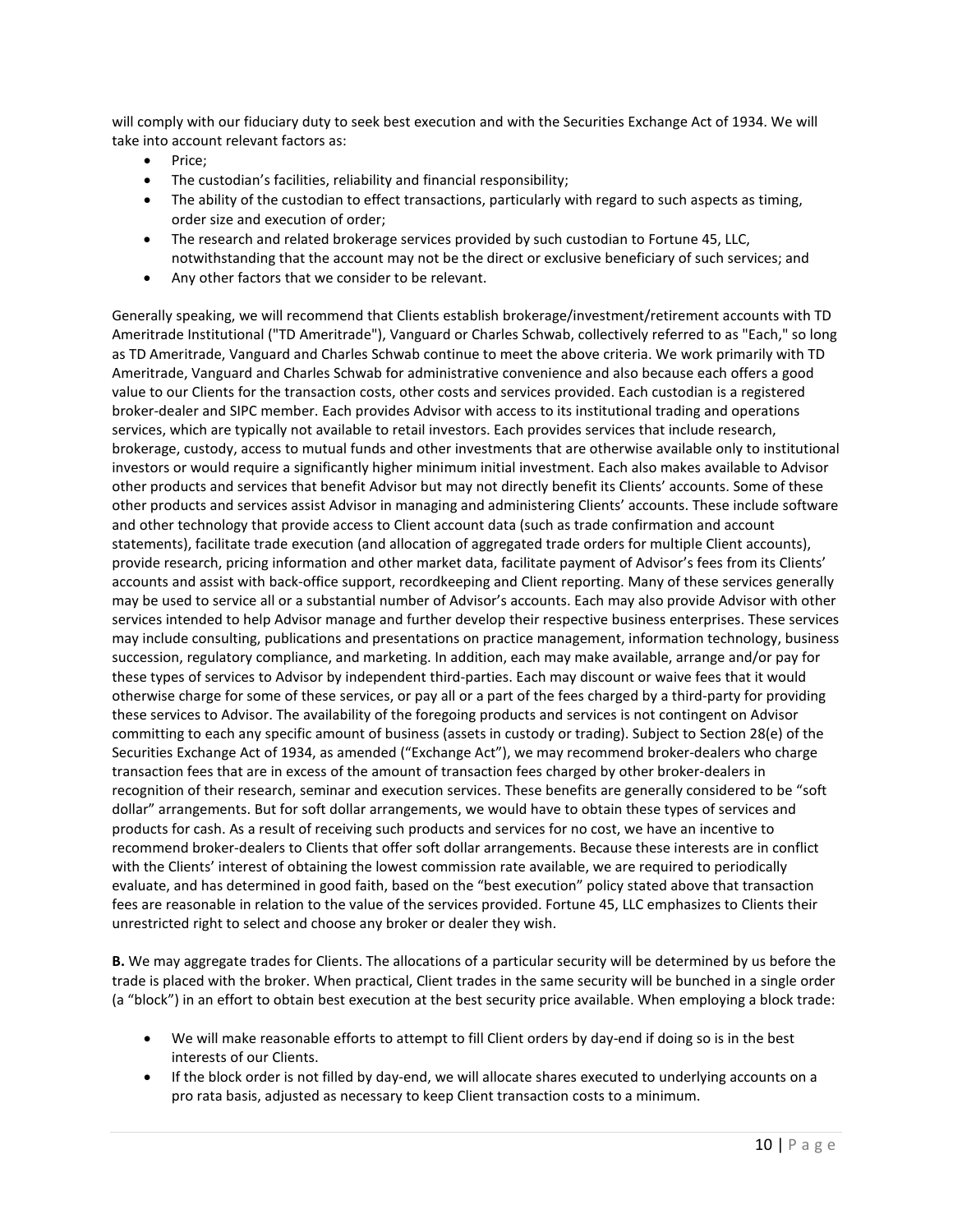will comply with our fiduciary duty to seek best execution and with the Securities Exchange Act of 1934. We will take into account relevant factors as:

- Price;
- The custodian's facilities, reliability and financial responsibility;
- The ability of the custodian to effect transactions, particularly with regard to such aspects as timing, order size and execution of order;
- The research and related brokerage services provided by such custodian to Fortune 45, LLC, notwithstanding that the account may not be the direct or exclusive beneficiary of such services; and
- Any other factors that we consider to be relevant.

Generally speaking, we will recommend that Clients establish brokerage/investment/retirement accounts with TD Ameritrade Institutional ("TD Ameritrade"), Vanguard or Charles Schwab, collectively referred to as "Each," so long as TD Ameritrade, Vanguard and Charles Schwab continue to meet the above criteria. We work primarily with TD Ameritrade, Vanguard and Charles Schwab for administrative convenience and also because each offers a good value to our Clients for the transaction costs, other costs and services provided. Each custodian is a registered broker-dealer and SIPC member. Each provides Advisor with access to its institutional trading and operations services, which are typically not available to retail investors. Each provides services that include research, brokerage, custody, access to mutual funds and other investments that are otherwise available only to institutional investors or would require a significantly higher minimum initial investment. Each also makes available to Advisor other products and services that benefit Advisor but may not directly benefit its Clients' accounts. Some of these other products and services assist Advisor in managing and administering Clients' accounts. These include software and other technology that provide access to Client account data (such as trade confirmation and account statements), facilitate trade execution (and allocation of aggregated trade orders for multiple Client accounts), provide research, pricing information and other market data, facilitate payment of Advisor's fees from its Clients' accounts and assist with back-office support, recordkeeping and Client reporting. Many of these services generally may be used to service all or a substantial number of Advisor's accounts. Each may also provide Advisor with other services intended to help Advisor manage and further develop their respective business enterprises. These services may include consulting, publications and presentations on practice management, information technology, business succession, regulatory compliance, and marketing. In addition, each may make available, arrange and/or pay for these types of services to Advisor by independent third-parties. Each may discount or waive fees that it would otherwise charge for some of these services, or pay all or a part of the fees charged by a third-party for providing these services to Advisor. The availability of the foregoing products and services is not contingent on Advisor committing to each any specific amount of business (assets in custody or trading). Subject to Section 28(e) of the Securities Exchange Act of 1934, as amended ("Exchange Act"), we may recommend broker-dealers who charge transaction fees that are in excess of the amount of transaction fees charged by other broker-dealers in recognition of their research, seminar and execution services. These benefits are generally considered to be "soft dollar" arrangements. But for soft dollar arrangements, we would have to obtain these types of services and products for cash. As a result of receiving such products and services for no cost, we have an incentive to recommend broker-dealers to Clients that offer soft dollar arrangements. Because these interests are in conflict with the Clients' interest of obtaining the lowest commission rate available, we are required to periodically evaluate, and has determined in good faith, based on the "best execution" policy stated above that transaction fees are reasonable in relation to the value of the services provided. Fortune 45, LLC emphasizes to Clients their unrestricted right to select and choose any broker or dealer they wish.

**B.** We may aggregate trades for Clients. The allocations of a particular security will be determined by us before the trade is placed with the broker. When practical, Client trades in the same security will be bunched in a single order (a "block") in an effort to obtain best execution at the best security price available. When employing a block trade:

- We will make reasonable efforts to attempt to fill Client orders by day-end if doing so is in the best interests of our Clients.
- If the block order is not filled by day-end, we will allocate shares executed to underlying accounts on a pro rata basis, adjusted as necessary to keep Client transaction costs to a minimum.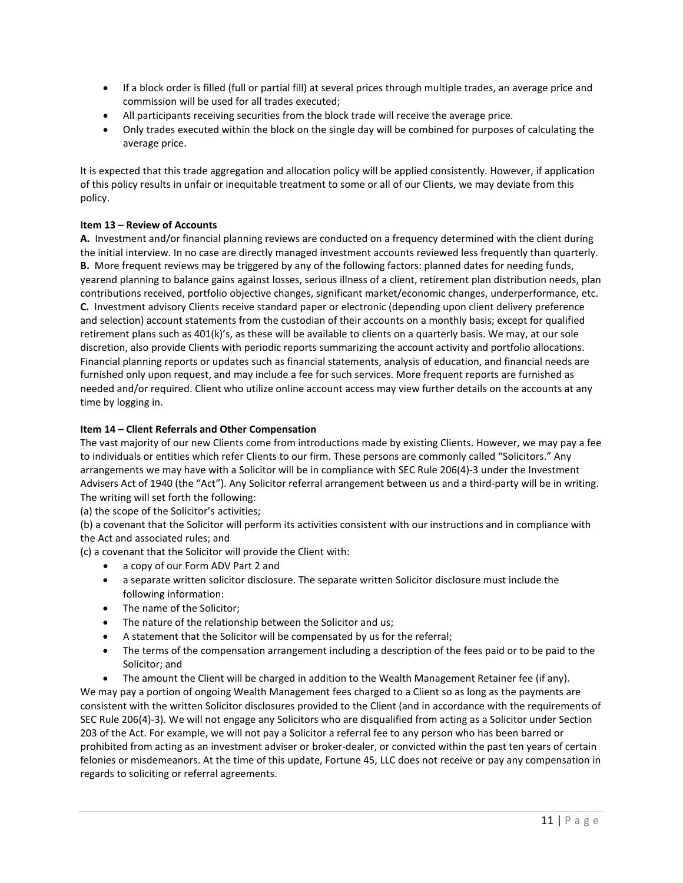- If a block order is filled (full or partial fill) at several prices through multiple trades, an average price and commission will be used for all trades executed;
- All participants receiving securities from the block trade will receive the average price.
- Only trades executed within the block on the single day will be combined for purposes of calculating the average price.

It is expected that this trade aggregation and allocation policy will be applied consistently. However, if application of this policy results in unfair or inequitable treatment to some or all of our Clients, we may deviate from this policy.

**Item 13 – Review of Accounts**

**A.** Investment and/or financial planning reviews are conducted on a frequency determined with the client during the initial interview. In no case are directly managed investment accounts reviewed less frequently than quarterly.
**B.** More frequent reviews may be triggered by any of the following factors: planned dates for needing funds, yearend planning to balance gains against losses, serious illness of a client, retirement plan distribution needs, plan contributions received, portfolio objective changes, significant market/economic changes, underperformance, etc.
**C.** Investment advisory Clients receive standard paper or electronic (depending upon client delivery preference and selection) account statements from the custodian of their accounts on a monthly basis; except for qualified retirement plans such as 401(k)'s, as these will be available to clients on a quarterly basis. We may, at our sole discretion, also provide Clients with periodic reports summarizing the account activity and portfolio allocations. Financial planning reports or updates such as financial statements, analysis of education, and financial needs are furnished only upon request, and may include a fee for such services. More frequent reports are furnished as needed and/or required. Client who utilize online account access may view further details on the accounts at any time by logging in.

**Item 14 – Client Referrals and Other Compensation**

The vast majority of our new Clients come from introductions made by existing Clients. However, we may pay a fee to individuals or entities which refer Clients to our firm. These persons are commonly called "Solicitors." Any arrangements we may have with a Solicitor will be in compliance with SEC Rule 206(4)-3 under the Investment Advisers Act of 1940 (the "Act"). Any Solicitor referral arrangement between us and a third-party will be in writing. The writing will set forth the following:
(a) the scope of the Solicitor's activities;
(b) a covenant that the Solicitor will perform its activities consistent with our instructions and in compliance with the Act and associated rules; and
(c) a covenant that the Solicitor will provide the Client with:

- a copy of our Form ADV Part 2 and
- a separate written solicitor disclosure. The separate written Solicitor disclosure must include the following information:
- The name of the Solicitor;
- The nature of the relationship between the Solicitor and us;
- A statement that the Solicitor will be compensated by us for the referral;
- The terms of the compensation arrangement including a description of the fees paid or to be paid to the Solicitor; and
- The amount the Client will be charged in addition to the Wealth Management Retainer fee (if any).

We may pay a portion of ongoing Wealth Management fees charged to a Client so as long as the payments are consistent with the written Solicitor disclosures provided to the Client (and in accordance with the requirements of SEC Rule 206(4)-3). We will not engage any Solicitors who are disqualified from acting as a Solicitor under Section 203 of the Act. For example, we will not pay a Solicitor a referral fee to any person who has been barred or prohibited from acting as an investment adviser or broker-dealer, or convicted within the past ten years of certain felonies or misdemeanors. At the time of this update, Fortune 45, LLC does not receive or pay any compensation in regards to soliciting or referral agreements.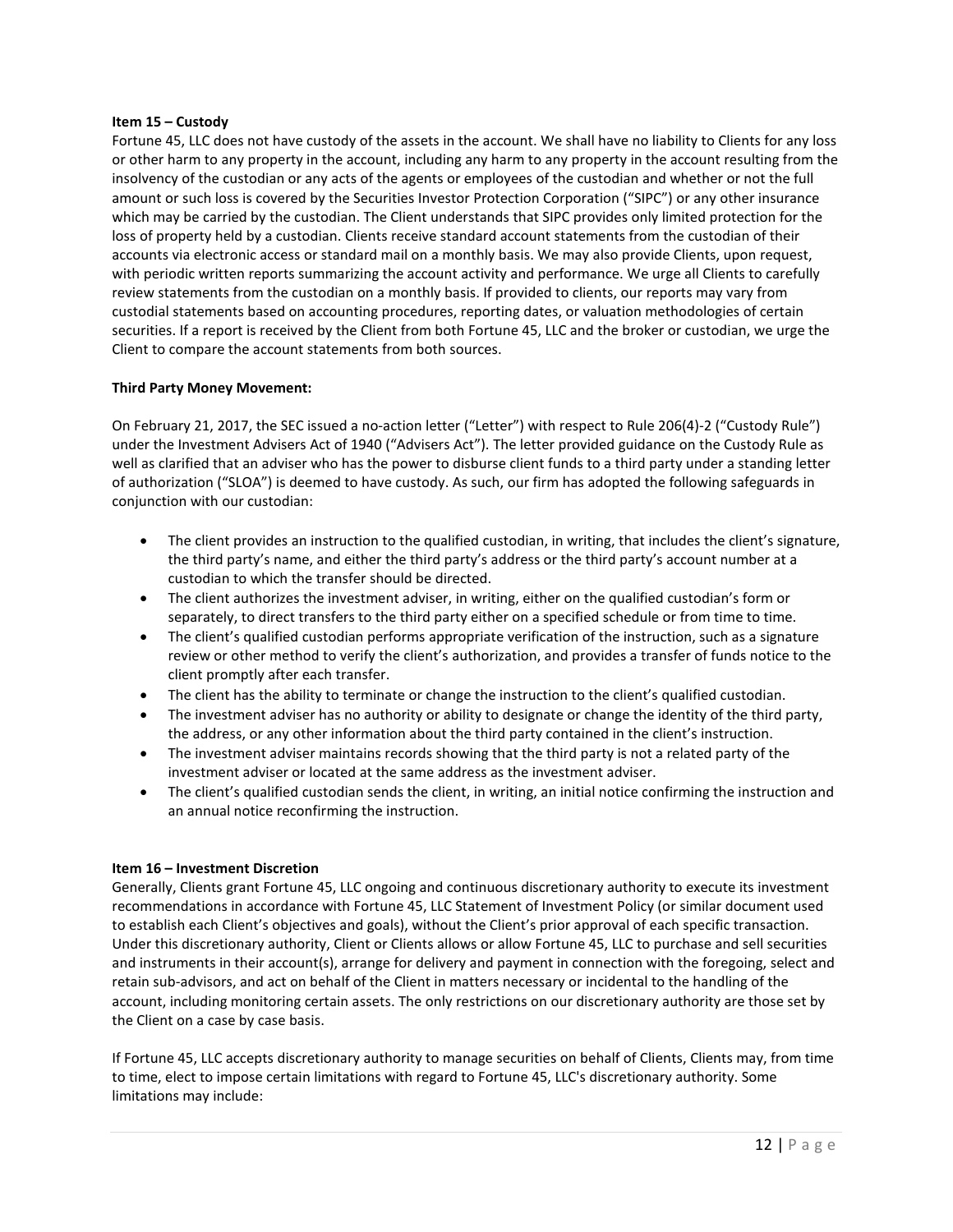**Item 15 – Custody**

Fortune 45, LLC does not have custody of the assets in the account. We shall have no liability to Clients for any loss or other harm to any property in the account, including any harm to any property in the account resulting from the insolvency of the custodian or any acts of the agents or employees of the custodian and whether or not the full amount or such loss is covered by the Securities Investor Protection Corporation ("SIPC") or any other insurance which may be carried by the custodian. The Client understands that SIPC provides only limited protection for the loss of property held by a custodian. Clients receive standard account statements from the custodian of their accounts via electronic access or standard mail on a monthly basis. We may also provide Clients, upon request, with periodic written reports summarizing the account activity and performance. We urge all Clients to carefully review statements from the custodian on a monthly basis. If provided to clients, our reports may vary from custodial statements based on accounting procedures, reporting dates, or valuation methodologies of certain securities. If a report is received by the Client from both Fortune 45, LLC and the broker or custodian, we urge the Client to compare the account statements from both sources.

**Third Party Money Movement:**

On February 21, 2017, the SEC issued a no-action letter ("Letter") with respect to Rule 206(4)-2 ("Custody Rule") under the Investment Advisers Act of 1940 ("Advisers Act"). The letter provided guidance on the Custody Rule as well as clarified that an adviser who has the power to disburse client funds to a third party under a standing letter of authorization ("SLOA") is deemed to have custody. As such, our firm has adopted the following safeguards in conjunction with our custodian:

- The client provides an instruction to the qualified custodian, in writing, that includes the client's signature, the third party's name, and either the third party's address or the third party's account number at a custodian to which the transfer should be directed.
- The client authorizes the investment adviser, in writing, either on the qualified custodian's form or separately, to direct transfers to the third party either on a specified schedule or from time to time.
- The client's qualified custodian performs appropriate verification of the instruction, such as a signature review or other method to verify the client's authorization, and provides a transfer of funds notice to the client promptly after each transfer.
- The client has the ability to terminate or change the instruction to the client's qualified custodian.
- The investment adviser has no authority or ability to designate or change the identity of the third party, the address, or any other information about the third party contained in the client's instruction.
- The investment adviser maintains records showing that the third party is not a related party of the investment adviser or located at the same address as the investment adviser.
- The client's qualified custodian sends the client, in writing, an initial notice confirming the instruction and an annual notice reconfirming the instruction.

**Item 16 – Investment Discretion**

Generally, Clients grant Fortune 45, LLC ongoing and continuous discretionary authority to execute its investment recommendations in accordance with Fortune 45, LLC Statement of Investment Policy (or similar document used to establish each Client's objectives and goals), without the Client's prior approval of each specific transaction. Under this discretionary authority, Client or Clients allows or allow Fortune 45, LLC to purchase and sell securities and instruments in their account(s), arrange for delivery and payment in connection with the foregoing, select and retain sub-advisors, and act on behalf of the Client in matters necessary or incidental to the handling of the account, including monitoring certain assets. The only restrictions on our discretionary authority are those set by the Client on a case by case basis.

If Fortune 45, LLC accepts discretionary authority to manage securities on behalf of Clients, Clients may, from time to time, elect to impose certain limitations with regard to Fortune 45, LLC's discretionary authority. Some limitations may include: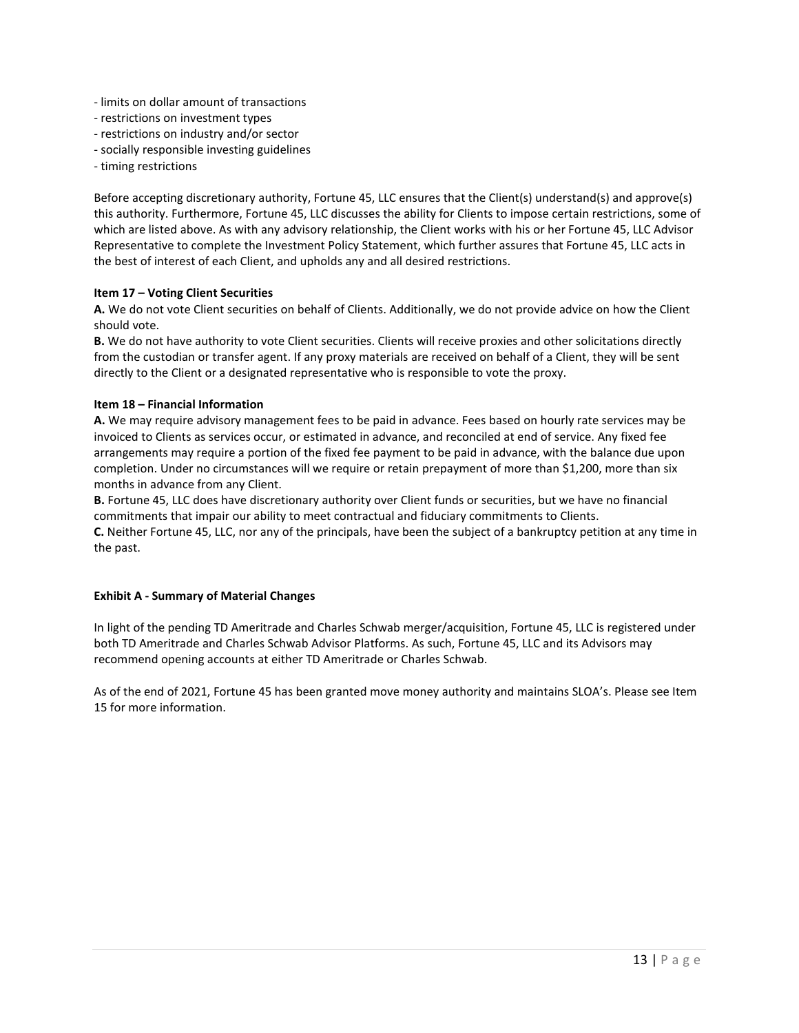- limits on dollar amount of transactions
- restrictions on investment types
- restrictions on industry and/or sector
- socially responsible investing guidelines
- timing restrictions

Before accepting discretionary authority, Fortune 45, LLC ensures that the Client(s) understand(s) and approve(s) this authority. Furthermore, Fortune 45, LLC discusses the ability for Clients to impose certain restrictions, some of which are listed above. As with any advisory relationship, the Client works with his or her Fortune 45, LLC Advisor Representative to complete the Investment Policy Statement, which further assures that Fortune 45, LLC acts in the best of interest of each Client, and upholds any and all desired restrictions.

**Item 17 – Voting Client Securities**

**A.** We do not vote Client securities on behalf of Clients. Additionally, we do not provide advice on how the Client should vote.

**B.** We do not have authority to vote Client securities. Clients will receive proxies and other solicitations directly from the custodian or transfer agent. If any proxy materials are received on behalf of a Client, they will be sent directly to the Client or a designated representative who is responsible to vote the proxy.

**Item 18 – Financial Information**

**A.** We may require advisory management fees to be paid in advance. Fees based on hourly rate services may be invoiced to Clients as services occur, or estimated in advance, and reconciled at end of service. Any fixed fee arrangements may require a portion of the fixed fee payment to be paid in advance, with the balance due upon completion. Under no circumstances will we require or retain prepayment of more than $1,200, more than six months in advance from any Client.

**B.** Fortune 45, LLC does have discretionary authority over Client funds or securities, but we have no financial commitments that impair our ability to meet contractual and fiduciary commitments to Clients.

**C.** Neither Fortune 45, LLC, nor any of the principals, have been the subject of a bankruptcy petition at any time in the past.

**Exhibit A - Summary of Material Changes**

In light of the pending TD Ameritrade and Charles Schwab merger/acquisition, Fortune 45, LLC is registered under both TD Ameritrade and Charles Schwab Advisor Platforms. As such, Fortune 45, LLC and its Advisors may recommend opening accounts at either TD Ameritrade or Charles Schwab.

As of the end of 2021, Fortune 45 has been granted move money authority and maintains SLOA's. Please see Item 15 for more information.